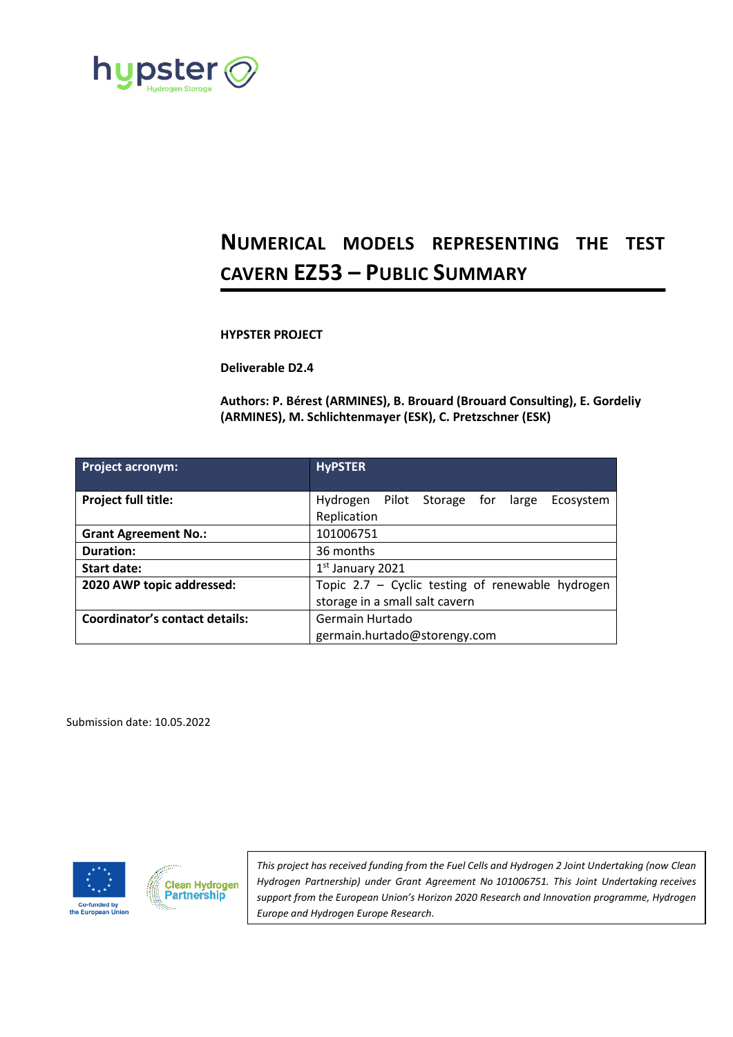# NUMERICAL MODELS REPRESENTING THE TEST CAVERN EZ53 – PUBLIC SUMMARY

**HYPSTER PROJECT**

**Deliverable D2.4**

**Authors: P. Bérest (ARMINES), B. Brouard (Brouard Consulting), E. Gordeliy (ARMINES), M. Schlichtenmayer (ESK), C. Pretzschner (ESK)**

| Project acronym: | HyPSTER |
|---|---|
| Project full title: | Hydrogen Pilot Storage for large Ecosystem Replication |
| Grant Agreement No.: | 101006751 |
| Duration: | 36 months |
| Start date: | 1st January 2021 |
| 2020 AWP topic addressed: | Topic 2.7 – Cyclic testing of renewable hydrogen storage in a small salt cavern |
| Coordinator's contact details: | Germain Hurtado germain.hurtado@storengy.com |

Submission date: 10.05.2022

*This project has received funding from the Fuel Cells and Hydrogen 2 Joint Undertaking (now Clean Hydrogen Partnership) under Grant Agreement No 101006751. This Joint Undertaking receives support from the European Union's Horizon 2020 Research and Innovation programme, Hydrogen Europe and Hydrogen Europe Research.*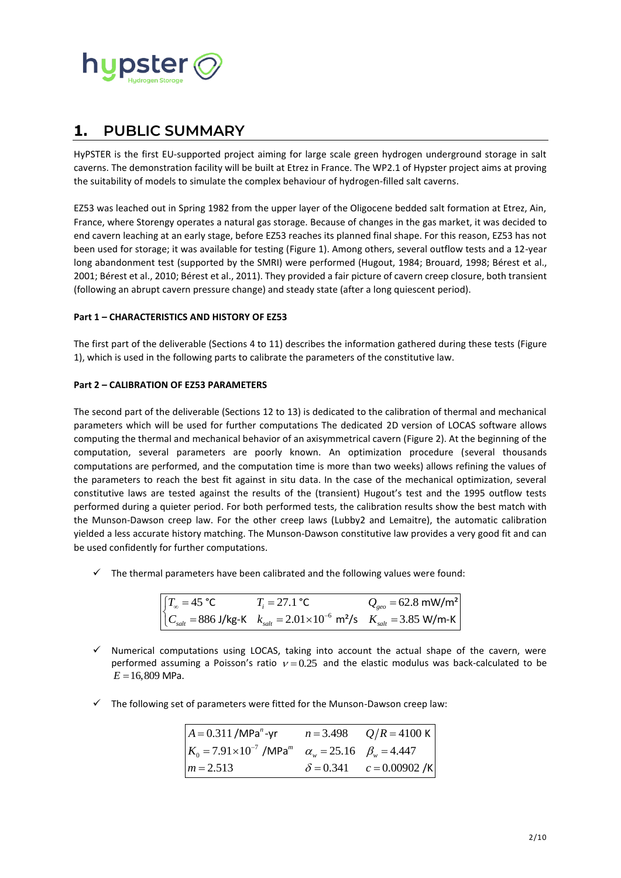# 1. PUBLIC SUMMARY

HyPSTER is the first EU-supported project aiming for large scale green hydrogen underground storage in salt caverns. The demonstration facility will be built at Etrez in France. The WP2.1 of Hypster project aims at proving the suitability of models to simulate the complex behaviour of hydrogen-filled salt caverns.

EZ53 was leached out in Spring 1982 from the upper layer of the Oligocene bedded salt formation at Etrez, Ain, France, where Storengy operates a natural gas storage. Because of changes in the gas market, it was decided to end cavern leaching at an early stage, before EZ53 reaches its planned final shape. For this reason, EZ53 has not been used for storage; it was available for testing (Figure 1). Among others, several outflow tests and a 12-year long abandonment test (supported by the SMRI) were performed (Hugout, 1984; Brouard, 1998; Bérest et al., 2001; Bérest et al., 2010; Bérest et al., 2011). They provided a fair picture of cavern creep closure, both transient (following an abrupt cavern pressure change) and steady state (after a long quiescent period).

**Part 1 – CHARACTERISTICS AND HISTORY OF EZ53**

The first part of the deliverable (Sections 4 to 11) describes the information gathered during these tests (Figure 1), which is used in the following parts to calibrate the parameters of the constitutive law.

**Part 2 – CALIBRATION OF EZ53 PARAMETERS**

The second part of the deliverable (Sections 12 to 13) is dedicated to the calibration of thermal and mechanical parameters which will be used for further computations The dedicated 2D version of LOCAS software allows computing the thermal and mechanical behavior of an axisymmetrical cavern (Figure 2). At the beginning of the computation, several parameters are poorly known. An optimization procedure (several thousands computations are performed, and the computation time is more than two weeks) allows refining the values of the parameters to reach the best fit against in situ data. In the case of the mechanical optimization, several constitutive laws are tested against the results of the (transient) Hugout's test and the 1995 outflow tests performed during a quieter period. For both performed tests, the calibration results show the best match with the Munson-Dawson creep law. For the other creep laws (Lubby2 and Lemaitre), the automatic calibration yielded a less accurate history matching. The Munson-Dawson constitutive law provides a very good fit and can be used confidently for further computations.

- ✓ The thermal parameters have been calibrated and the following values were found:

$$\begin{cases} T_\infty = 45\ \text{°C} & T_i = 27.1\ \text{°C} & Q_{geo} = 62.8\ \text{mW/m}^2 \\ C_{salt} = 886\ \text{J/kg-K} & k_{salt} = 2.01\times10^{-6}\ \text{m}^2\text{/s} & K_{salt} = 3.85\ \text{W/m-K} \end{cases}$$

- ✓ Numerical computations using LOCAS, taking into account the actual shape of the cavern, were performed assuming a Poisson's ratio $\nu = 0.25$ and the elastic modulus was back-calculated to be $E = 16{,}809$ MPa.

- ✓ The following set of parameters were fitted for the Munson-Dawson creep law:

| | | |
|---|---|---|
| $A = 0.311\ /\text{MPa}^n\text{-yr}$ | $n = 3.498$ | $Q/R = 4100\ \text{K}$ |
| $K_0 = 7.91\times10^{-7}\ /\text{MPa}^m$ | $\alpha_w = 25.16$ | $\beta_w = 4.447$ |
| $m = 2.513$ | $\delta = 0.341$ | $c = 0.00902\ /\text{K}$ |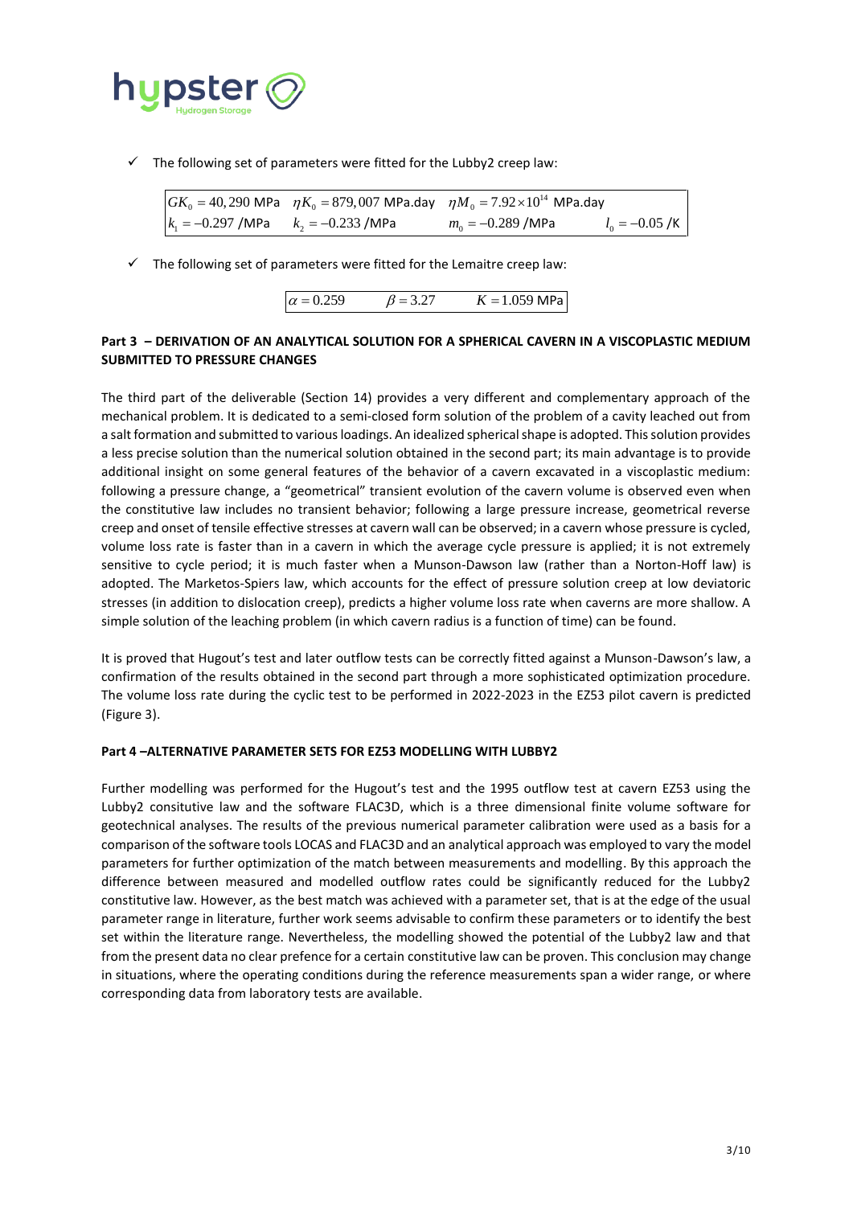- The following set of parameters were fitted for the Lubby2 creep law:

| | | | |
|---|---|---|---|
| $GK_0 = 40,290$ MPa | $\eta K_0 = 879,007$ MPa.day | $\eta M_0 = 7.92 \times 10^{14}$ MPa.day | |
| $k_1 = -0.297$ /MPa | $k_2 = -0.233$ /MPa | $m_0 = -0.289$ /MPa | $l_0 = -0.05$ /K |

- The following set of parameters were fitted for the Lemaitre creep law:

| | | |
|---|---|---|
| $\alpha = 0.259$ | $\beta = 3.27$ | $K = 1.059$ MPa |

**Part 3 – DERIVATION OF AN ANALYTICAL SOLUTION FOR A SPHERICAL CAVERN IN A VISCOPLASTIC MEDIUM SUBMITTED TO PRESSURE CHANGES**

The third part of the deliverable (Section 14) provides a very different and complementary approach of the mechanical problem. It is dedicated to a semi-closed form solution of the problem of a cavity leached out from a salt formation and submitted to various loadings. An idealized spherical shape is adopted. This solution provides a less precise solution than the numerical solution obtained in the second part; its main advantage is to provide additional insight on some general features of the behavior of a cavern excavated in a viscoplastic medium: following a pressure change, a "geometrical" transient evolution of the cavern volume is observed even when the constitutive law includes no transient behavior; following a large pressure increase, geometrical reverse creep and onset of tensile effective stresses at cavern wall can be observed; in a cavern whose pressure is cycled, volume loss rate is faster than in a cavern in which the average cycle pressure is applied; it is not extremely sensitive to cycle period; it is much faster when a Munson-Dawson law (rather than a Norton-Hoff law) is adopted. The Marketos-Spiers law, which accounts for the effect of pressure solution creep at low deviatoric stresses (in addition to dislocation creep), predicts a higher volume loss rate when caverns are more shallow. A simple solution of the leaching problem (in which cavern radius is a function of time) can be found.

It is proved that Hugout's test and later outflow tests can be correctly fitted against a Munson-Dawson's law, a confirmation of the results obtained in the second part through a more sophisticated optimization procedure. The volume loss rate during the cyclic test to be performed in 2022-2023 in the EZ53 pilot cavern is predicted (Figure 3).

**Part 4 –ALTERNATIVE PARAMETER SETS FOR EZ53 MODELLING WITH LUBBY2**

Further modelling was performed for the Hugout's test and the 1995 outflow test at cavern EZ53 using the Lubby2 consitutive law and the software FLAC3D, which is a three dimensional finite volume software for geotechnical analyses. The results of the previous numerical parameter calibration were used as a basis for a comparison of the software tools LOCAS and FLAC3D and an analytical approach was employed to vary the model parameters for further optimization of the match between measurements and modelling. By this approach the difference between measured and modelled outflow rates could be significantly reduced for the Lubby2 constitutive law. However, as the best match was achieved with a parameter set, that is at the edge of the usual parameter range in literature, further work seems advisable to confirm these parameters or to identify the best set within the literature range. Nevertheless, the modelling showed the potential of the Lubby2 law and that from the present data no clear prefence for a certain constitutive law can be proven. This conclusion may change in situations, where the operating conditions during the reference measurements span a wider range, or where corresponding data from laboratory tests are available.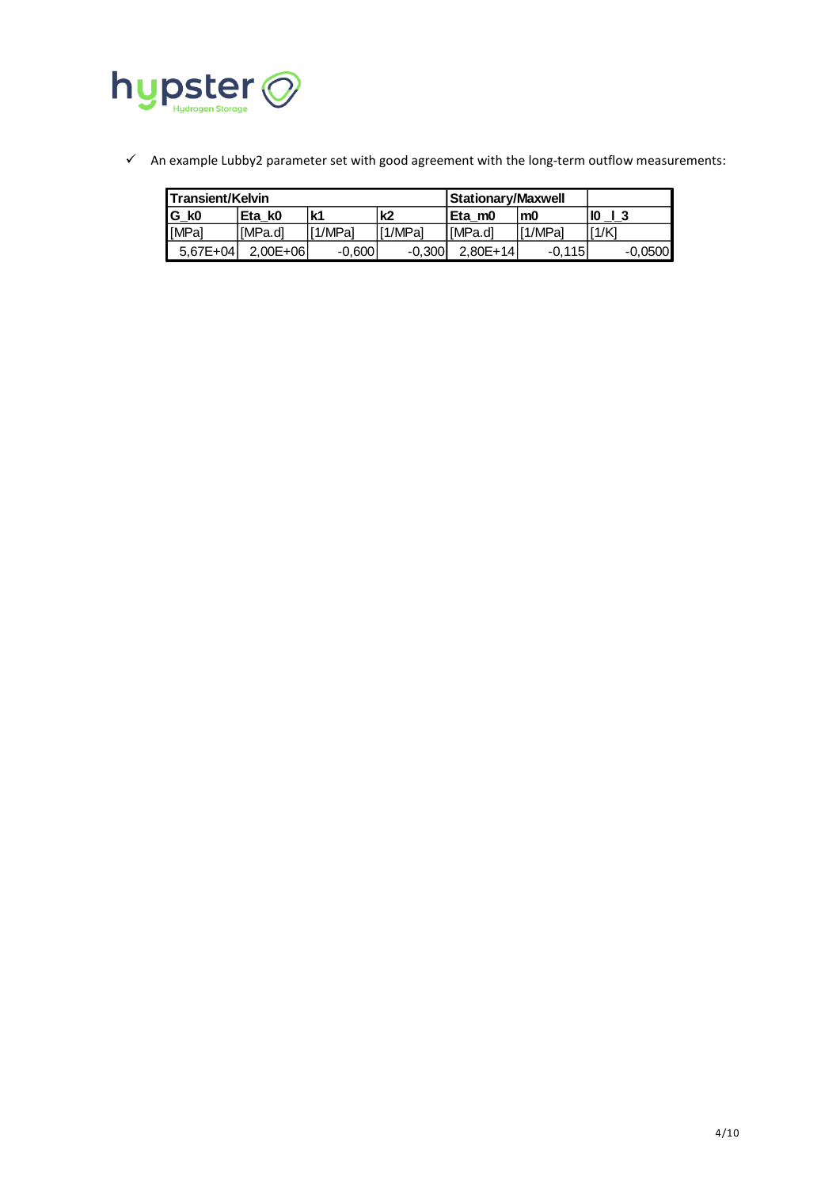- ✓ An example Lubby2 parameter set with good agreement with the long-term outflow measurements:

| Transient/Kelvin | | | | Stationary/Maxwell | | |
|---|---|---|---|---|---|---|
| G_k0 | Eta_k0 | k1 | k2 | Eta_m0 | m0 | l0 _l_3 |
| [MPa] | [MPa.d] | [1/MPa] | [1/MPa] | [MPa.d] | [1/MPa] | [1/K] |
| 5,67E+04 | 2,00E+06 | -0,600 | -0,300 | 2,80E+14 | -0,115 | -0,0500 |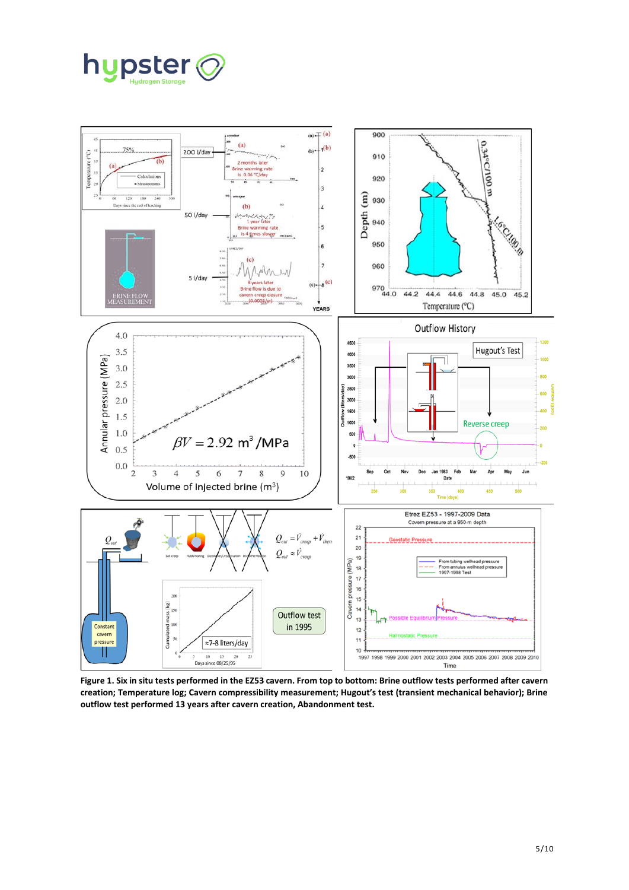**Figure 1. Six in situ tests performed in the EZ53 cavern. From top to bottom: Brine outflow tests performed after cavern creation; Temperature log; Cavern compressibility measurement; Hugout's test (transient mechanical behavior); Brine outflow test performed 13 years after cavern creation, Abandonment test.**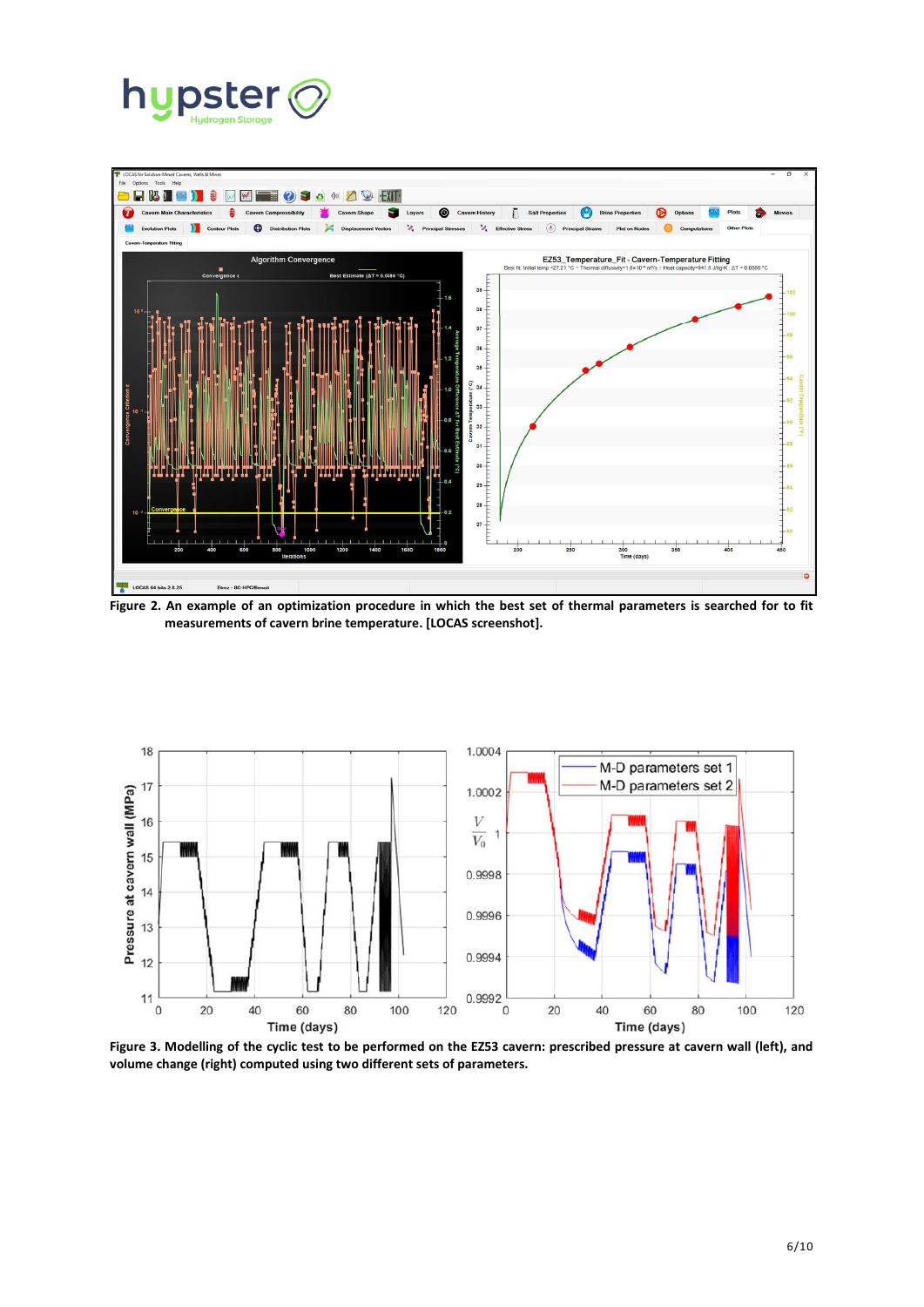**Figure 2. An example of an optimization procedure in which the best set of thermal parameters is searched for to fit measurements of cavern brine temperature. [LOCAS screenshot].**

**Figure 3. Modelling of the cyclic test to be performed on the EZ53 cavern: prescribed pressure at cavern wall (left), and volume change (right) computed using two different sets of parameters.**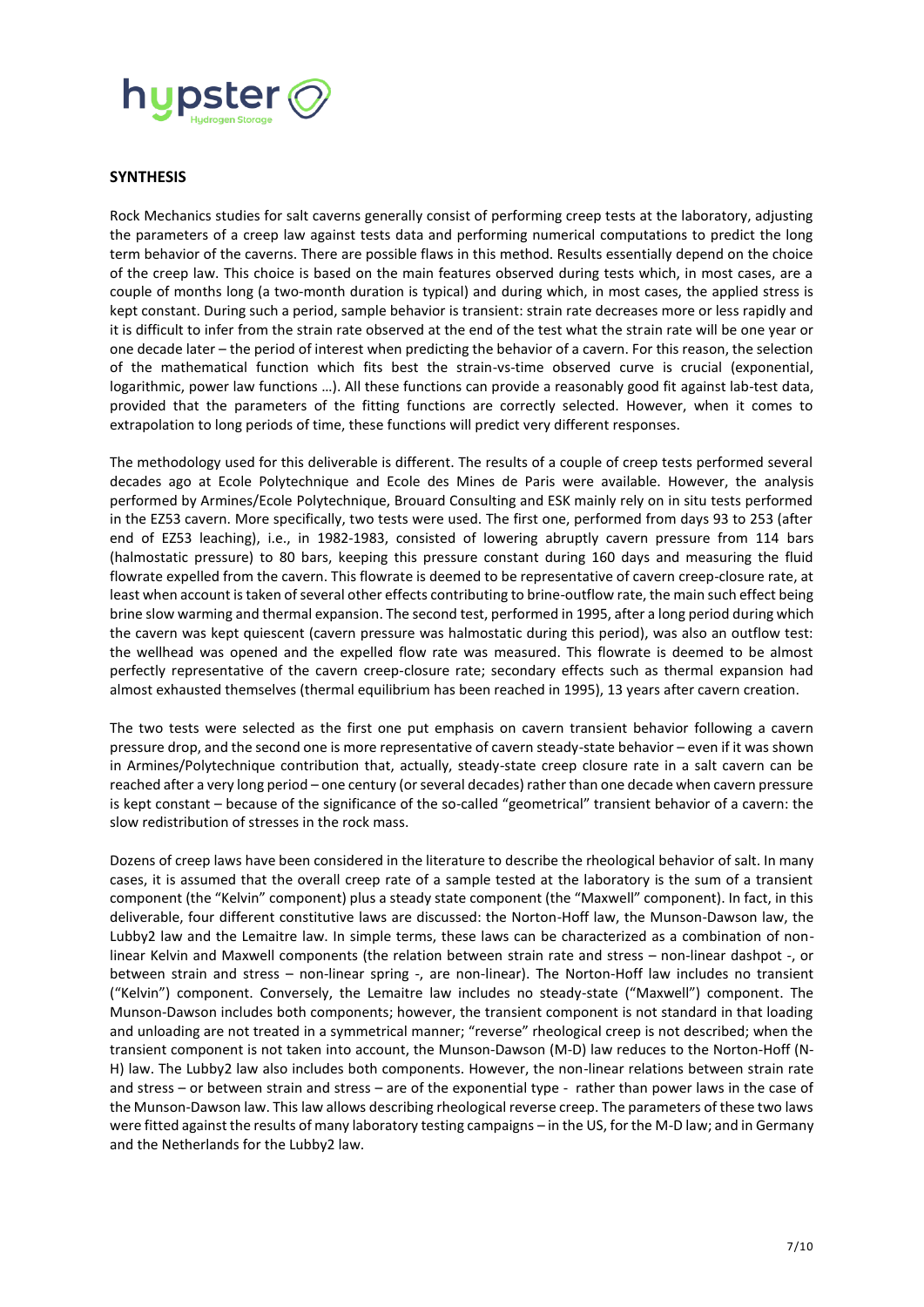## SYNTHESIS

Rock Mechanics studies for salt caverns generally consist of performing creep tests at the laboratory, adjusting the parameters of a creep law against tests data and performing numerical computations to predict the long term behavior of the caverns. There are possible flaws in this method. Results essentially depend on the choice of the creep law. This choice is based on the main features observed during tests which, in most cases, are a couple of months long (a two-month duration is typical) and during which, in most cases, the applied stress is kept constant. During such a period, sample behavior is transient: strain rate decreases more or less rapidly and it is difficult to infer from the strain rate observed at the end of the test what the strain rate will be one year or one decade later – the period of interest when predicting the behavior of a cavern. For this reason, the selection of the mathematical function which fits best the strain-vs-time observed curve is crucial (exponential, logarithmic, power law functions …). All these functions can provide a reasonably good fit against lab-test data, provided that the parameters of the fitting functions are correctly selected. However, when it comes to extrapolation to long periods of time, these functions will predict very different responses.

The methodology used for this deliverable is different. The results of a couple of creep tests performed several decades ago at Ecole Polytechnique and Ecole des Mines de Paris were available. However, the analysis performed by Armines/Ecole Polytechnique, Brouard Consulting and ESK mainly rely on in situ tests performed in the EZ53 cavern. More specifically, two tests were used. The first one, performed from days 93 to 253 (after end of EZ53 leaching), i.e., in 1982-1983, consisted of lowering abruptly cavern pressure from 114 bars (halmostatic pressure) to 80 bars, keeping this pressure constant during 160 days and measuring the fluid flowrate expelled from the cavern. This flowrate is deemed to be representative of cavern creep-closure rate, at least when account is taken of several other effects contributing to brine-outflow rate, the main such effect being brine slow warming and thermal expansion. The second test, performed in 1995, after a long period during which the cavern was kept quiescent (cavern pressure was halmostatic during this period), was also an outflow test: the wellhead was opened and the expelled flow rate was measured. This flowrate is deemed to be almost perfectly representative of the cavern creep-closure rate; secondary effects such as thermal expansion had almost exhausted themselves (thermal equilibrium has been reached in 1995), 13 years after cavern creation.

The two tests were selected as the first one put emphasis on cavern transient behavior following a cavern pressure drop, and the second one is more representative of cavern steady-state behavior – even if it was shown in Armines/Polytechnique contribution that, actually, steady-state creep closure rate in a salt cavern can be reached after a very long period – one century (or several decades) rather than one decade when cavern pressure is kept constant – because of the significance of the so-called "geometrical" transient behavior of a cavern: the slow redistribution of stresses in the rock mass.

Dozens of creep laws have been considered in the literature to describe the rheological behavior of salt. In many cases, it is assumed that the overall creep rate of a sample tested at the laboratory is the sum of a transient component (the "Kelvin" component) plus a steady state component (the "Maxwell" component). In fact, in this deliverable, four different constitutive laws are discussed: the Norton-Hoff law, the Munson-Dawson law, the Lubby2 law and the Lemaitre law. In simple terms, these laws can be characterized as a combination of non-linear Kelvin and Maxwell components (the relation between strain rate and stress – non-linear dashpot -, or between strain and stress – non-linear spring -, are non-linear). The Norton-Hoff law includes no transient ("Kelvin") component. Conversely, the Lemaitre law includes no steady-state ("Maxwell") component. The Munson-Dawson includes both components; however, the transient component is not standard in that loading and unloading are not treated in a symmetrical manner; "reverse" rheological creep is not described; when the transient component is not taken into account, the Munson-Dawson (M-D) law reduces to the Norton-Hoff (N-H) law. The Lubby2 law also includes both components. However, the non-linear relations between strain rate and stress – or between strain and stress – are of the exponential type - rather than power laws in the case of the Munson-Dawson law. This law allows describing rheological reverse creep. The parameters of these two laws were fitted against the results of many laboratory testing campaigns – in the US, for the M-D law; and in Germany and the Netherlands for the Lubby2 law.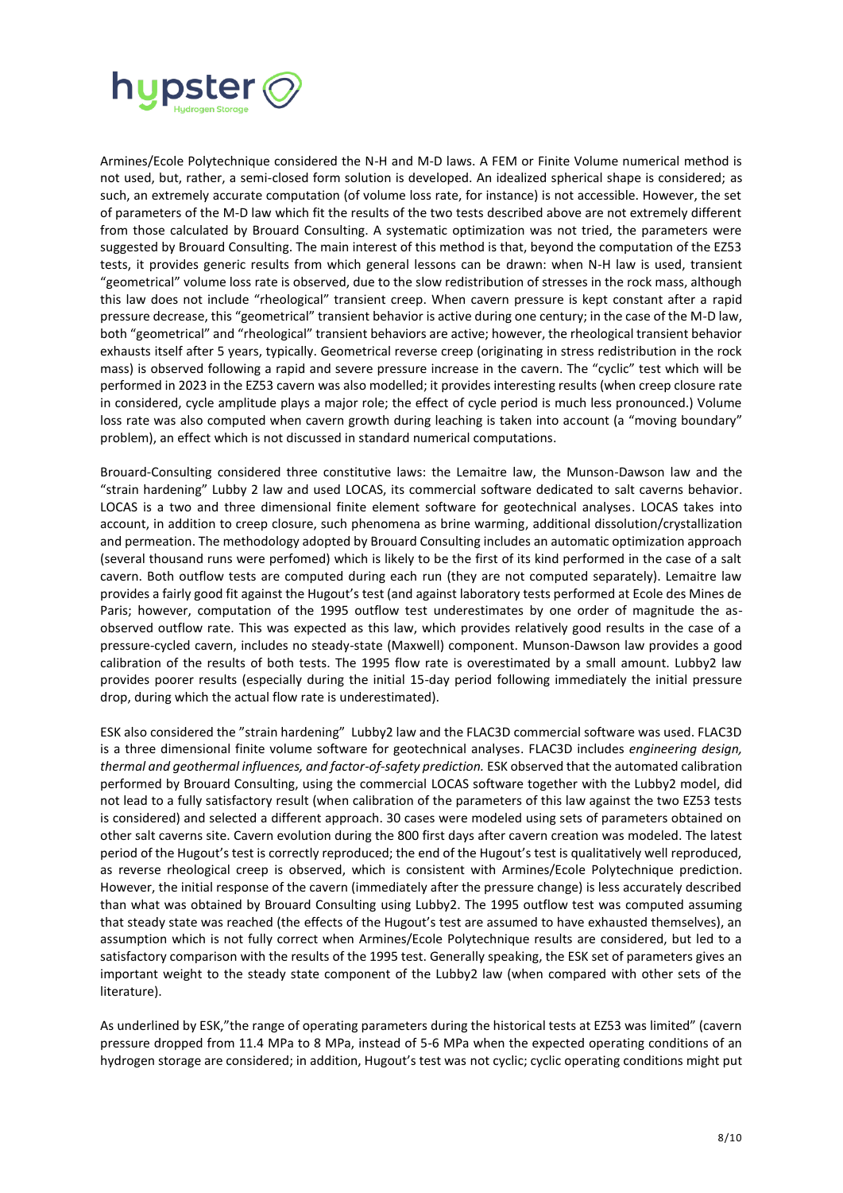Armines/Ecole Polytechnique considered the N-H and M-D laws. A FEM or Finite Volume numerical method is not used, but, rather, a semi-closed form solution is developed. An idealized spherical shape is considered; as such, an extremely accurate computation (of volume loss rate, for instance) is not accessible. However, the set of parameters of the M-D law which fit the results of the two tests described above are not extremely different from those calculated by Brouard Consulting. A systematic optimization was not tried, the parameters were suggested by Brouard Consulting. The main interest of this method is that, beyond the computation of the EZ53 tests, it provides generic results from which general lessons can be drawn: when N-H law is used, transient "geometrical" volume loss rate is observed, due to the slow redistribution of stresses in the rock mass, although this law does not include "rheological" transient creep. When cavern pressure is kept constant after a rapid pressure decrease, this "geometrical" transient behavior is active during one century; in the case of the M-D law, both "geometrical" and "rheological" transient behaviors are active; however, the rheological transient behavior exhausts itself after 5 years, typically. Geometrical reverse creep (originating in stress redistribution in the rock mass) is observed following a rapid and severe pressure increase in the cavern. The "cyclic" test which will be performed in 2023 in the EZ53 cavern was also modelled; it provides interesting results (when creep closure rate in considered, cycle amplitude plays a major role; the effect of cycle period is much less pronounced.) Volume loss rate was also computed when cavern growth during leaching is taken into account (a "moving boundary" problem), an effect which is not discussed in standard numerical computations.

Brouard-Consulting considered three constitutive laws: the Lemaitre law, the Munson-Dawson law and the "strain hardening" Lubby 2 law and used LOCAS, its commercial software dedicated to salt caverns behavior. LOCAS is a two and three dimensional finite element software for geotechnical analyses. LOCAS takes into account, in addition to creep closure, such phenomena as brine warming, additional dissolution/crystallization and permeation. The methodology adopted by Brouard Consulting includes an automatic optimization approach (several thousand runs were perfomed) which is likely to be the first of its kind performed in the case of a salt cavern. Both outflow tests are computed during each run (they are not computed separately). Lemaitre law provides a fairly good fit against the Hugout's test (and against laboratory tests performed at Ecole des Mines de Paris; however, computation of the 1995 outflow test underestimates by one order of magnitude the as-observed outflow rate. This was expected as this law, which provides relatively good results in the case of a pressure-cycled cavern, includes no steady-state (Maxwell) component. Munson-Dawson law provides a good calibration of the results of both tests. The 1995 flow rate is overestimated by a small amount. Lubby2 law provides poorer results (especially during the initial 15-day period following immediately the initial pressure drop, during which the actual flow rate is underestimated).

ESK also considered the "strain hardening" Lubby2 law and the FLAC3D commercial software was used. FLAC3D is a three dimensional finite volume software for geotechnical analyses. FLAC3D includes *engineering design, thermal and geothermal influences, and factor-of-safety prediction.* ESK observed that the automated calibration performed by Brouard Consulting, using the commercial LOCAS software together with the Lubby2 model, did not lead to a fully satisfactory result (when calibration of the parameters of this law against the two EZ53 tests is considered) and selected a different approach. 30 cases were modeled using sets of parameters obtained on other salt caverns site. Cavern evolution during the 800 first days after cavern creation was modeled. The latest period of the Hugout's test is correctly reproduced; the end of the Hugout's test is qualitatively well reproduced, as reverse rheological creep is observed, which is consistent with Armines/Ecole Polytechnique prediction. However, the initial response of the cavern (immediately after the pressure change) is less accurately described than what was obtained by Brouard Consulting using Lubby2. The 1995 outflow test was computed assuming that steady state was reached (the effects of the Hugout's test are assumed to have exhausted themselves), an assumption which is not fully correct when Armines/Ecole Polytechnique results are considered, but led to a satisfactory comparison with the results of the 1995 test. Generally speaking, the ESK set of parameters gives an important weight to the steady state component of the Lubby2 law (when compared with other sets of the literature).

As underlined by ESK,"the range of operating parameters during the historical tests at EZ53 was limited" (cavern pressure dropped from 11.4 MPa to 8 MPa, instead of 5-6 MPa when the expected operating conditions of an hydrogen storage are considered; in addition, Hugout's test was not cyclic; cyclic operating conditions might put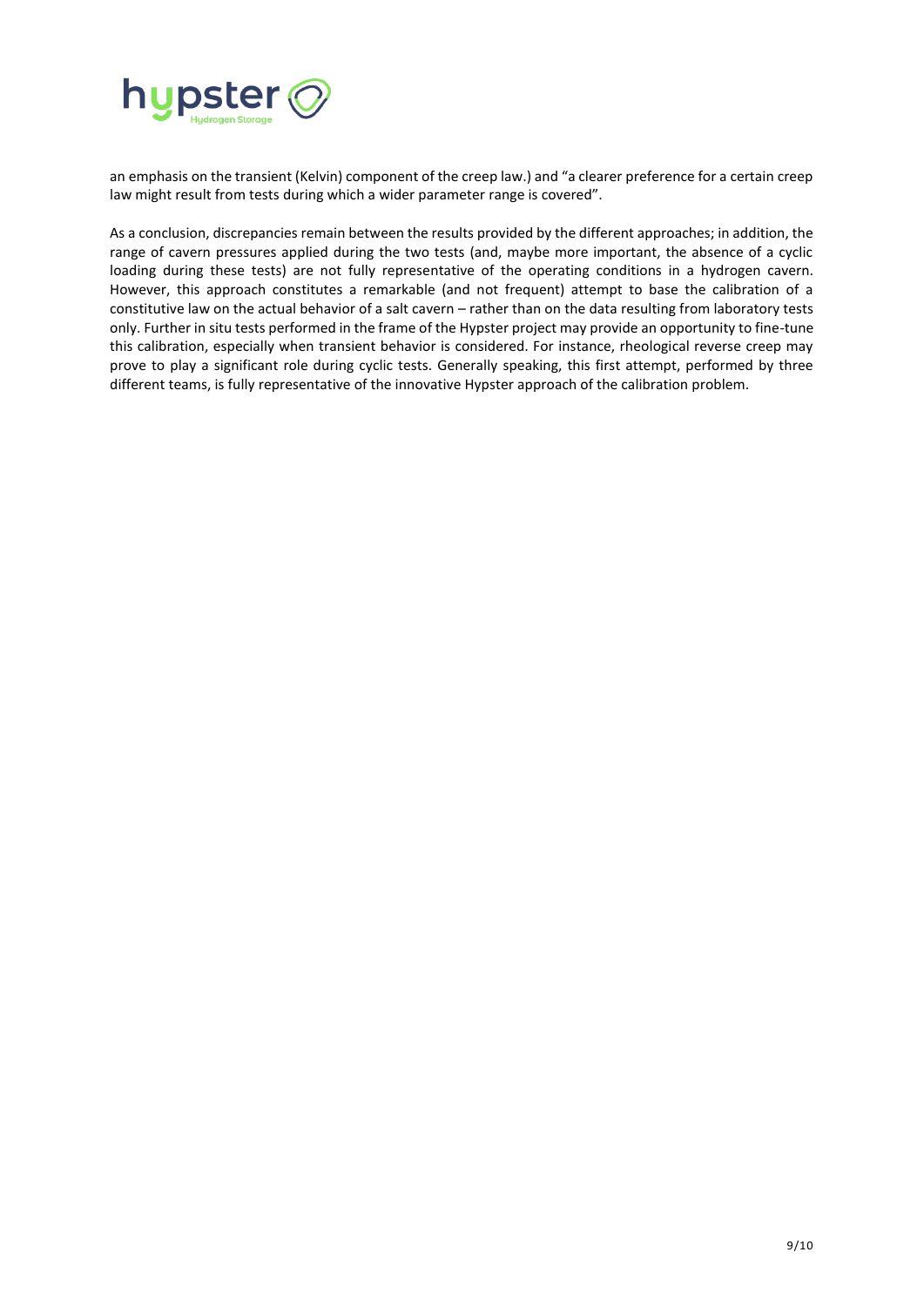an emphasis on the transient (Kelvin) component of the creep law.) and "a clearer preference for a certain creep law might result from tests during which a wider parameter range is covered".

As a conclusion, discrepancies remain between the results provided by the different approaches; in addition, the range of cavern pressures applied during the two tests (and, maybe more important, the absence of a cyclic loading during these tests) are not fully representative of the operating conditions in a hydrogen cavern. However, this approach constitutes a remarkable (and not frequent) attempt to base the calibration of a constitutive law on the actual behavior of a salt cavern – rather than on the data resulting from laboratory tests only. Further in situ tests performed in the frame of the Hypster project may provide an opportunity to fine-tune this calibration, especially when transient behavior is considered. For instance, rheological reverse creep may prove to play a significant role during cyclic tests. Generally speaking, this first attempt, performed by three different teams, is fully representative of the innovative Hypster approach of the calibration problem.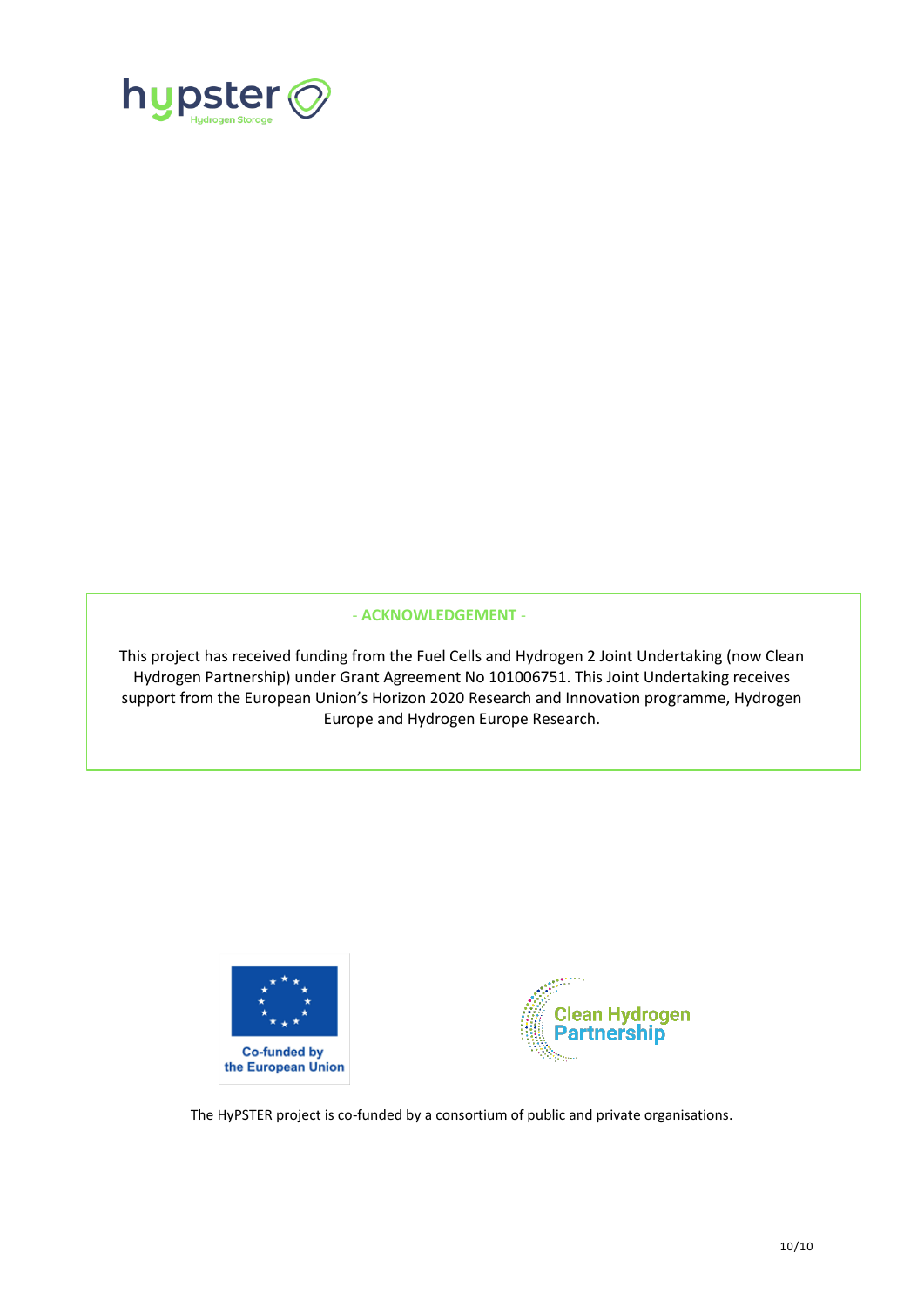- ACKNOWLEDGEMENT -

This project has received funding from the Fuel Cells and Hydrogen 2 Joint Undertaking (now Clean Hydrogen Partnership) under Grant Agreement No 101006751. This Joint Undertaking receives support from the European Union's Horizon 2020 Research and Innovation programme, Hydrogen Europe and Hydrogen Europe Research.

The HyPSTER project is co-funded by a consortium of public and private organisations.